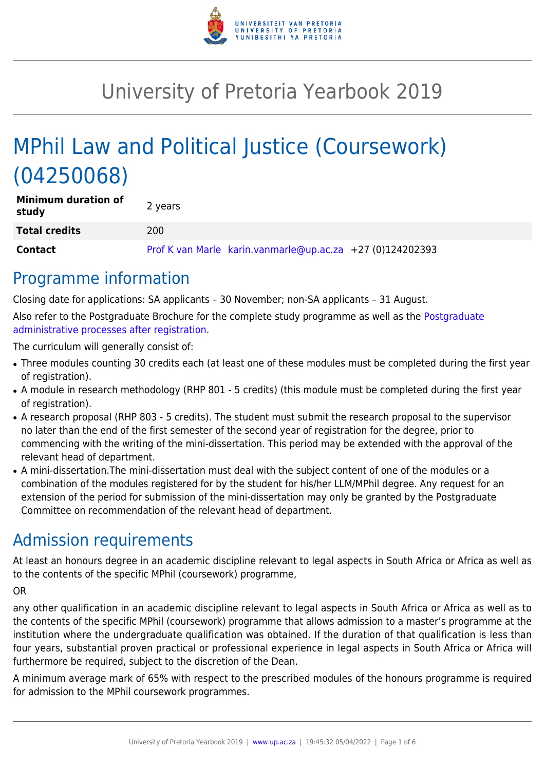# University of Pretoria Yearbook 2019

# MPhil Law and Political Justice (Coursework) (04250068)

| | |
|---|---|
| **Minimum duration of study** | 2 years |
| **Total credits** | 200 |
| **Contact** | Prof K van Marle karin.vanmarle@up.ac.za +27 (0)124202393 |

## Programme information

Closing date for applications: SA applicants – 30 November; non-SA applicants – 31 August.

Also refer to the Postgraduate Brochure for the complete study programme as well as the Postgraduate administrative processes after registration.

The curriculum will generally consist of:

- Three modules counting 30 credits each (at least one of these modules must be completed during the first year of registration).
- A module in research methodology (RHP 801 - 5 credits) (this module must be completed during the first year of registration).
- A research proposal (RHP 803 - 5 credits). The student must submit the research proposal to the supervisor no later than the end of the first semester of the second year of registration for the degree, prior to commencing with the writing of the mini-dissertation. This period may be extended with the approval of the relevant head of department.
- A mini-dissertation.The mini-dissertation must deal with the subject content of one of the modules or a combination of the modules registered for by the student for his/her LLM/MPhil degree. Any request for an extension of the period for submission of the mini-dissertation may only be granted by the Postgraduate Committee on recommendation of the relevant head of department.

## Admission requirements

At least an honours degree in an academic discipline relevant to legal aspects in South Africa or Africa as well as to the contents of the specific MPhil (coursework) programme,

OR

any other qualification in an academic discipline relevant to legal aspects in South Africa or Africa as well as to the contents of the specific MPhil (coursework) programme that allows admission to a master's programme at the institution where the undergraduate qualification was obtained. If the duration of that qualification is less than four years, substantial proven practical or professional experience in legal aspects in South Africa or Africa will furthermore be required, subject to the discretion of the Dean.

A minimum average mark of 65% with respect to the prescribed modules of the honours programme is required for admission to the MPhil coursework programmes.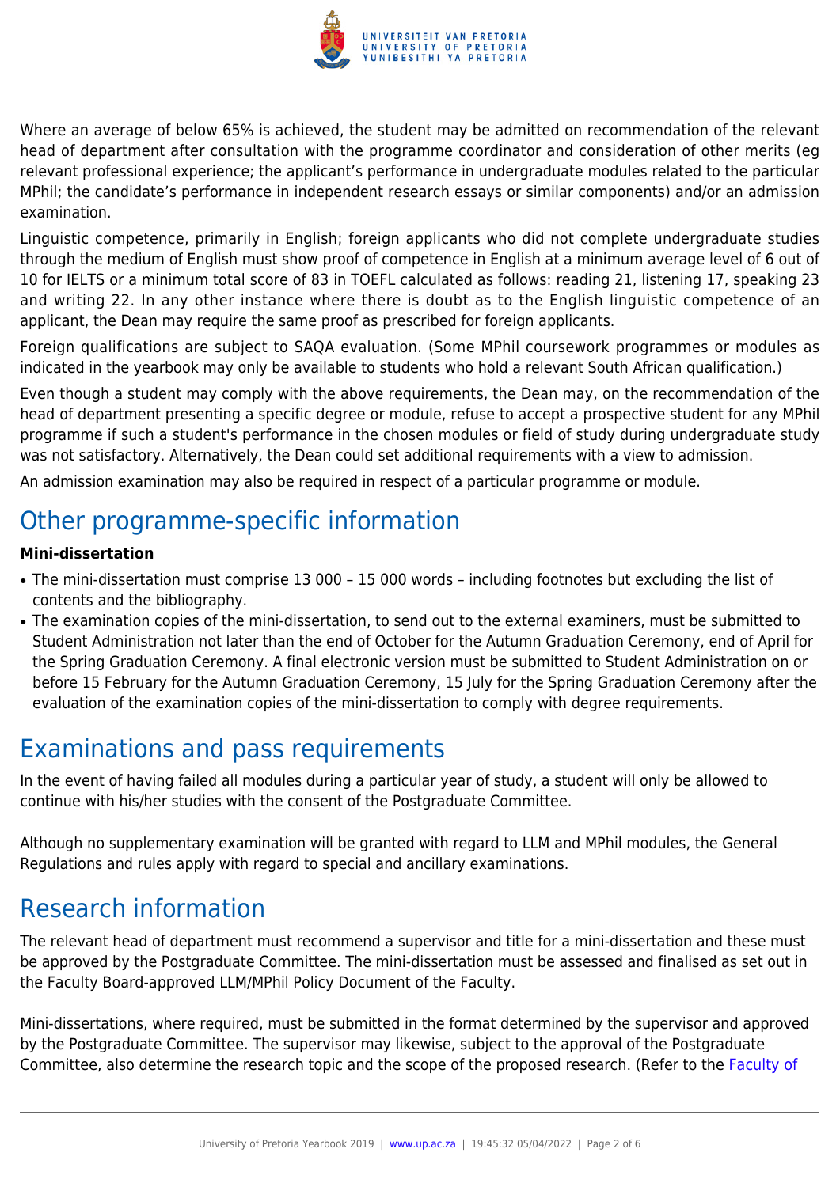Where an average of below 65% is achieved, the student may be admitted on recommendation of the relevant head of department after consultation with the programme coordinator and consideration of other merits (eg relevant professional experience; the applicant's performance in undergraduate modules related to the particular MPhil; the candidate's performance in independent research essays or similar components) and/or an admission examination.

Linguistic competence, primarily in English; foreign applicants who did not complete undergraduate studies through the medium of English must show proof of competence in English at a minimum average level of 6 out of 10 for IELTS or a minimum total score of 83 in TOEFL calculated as follows: reading 21, listening 17, speaking 23 and writing 22. In any other instance where there is doubt as to the English linguistic competence of an applicant, the Dean may require the same proof as prescribed for foreign applicants.

Foreign qualifications are subject to SAQA evaluation. (Some MPhil coursework programmes or modules as indicated in the yearbook may only be available to students who hold a relevant South African qualification.)

Even though a student may comply with the above requirements, the Dean may, on the recommendation of the head of department presenting a specific degree or module, refuse to accept a prospective student for any MPhil programme if such a student's performance in the chosen modules or field of study during undergraduate study was not satisfactory. Alternatively, the Dean could set additional requirements with a view to admission.

An admission examination may also be required in respect of a particular programme or module.

## Other programme-specific information

**Mini-dissertation**

- The mini-dissertation must comprise 13 000 – 15 000 words – including footnotes but excluding the list of contents and the bibliography.
- The examination copies of the mini-dissertation, to send out to the external examiners, must be submitted to Student Administration not later than the end of October for the Autumn Graduation Ceremony, end of April for the Spring Graduation Ceremony. A final electronic version must be submitted to Student Administration on or before 15 February for the Autumn Graduation Ceremony, 15 July for the Spring Graduation Ceremony after the evaluation of the examination copies of the mini-dissertation to comply with degree requirements.

## Examinations and pass requirements

In the event of having failed all modules during a particular year of study, a student will only be allowed to continue with his/her studies with the consent of the Postgraduate Committee.

Although no supplementary examination will be granted with regard to LLM and MPhil modules, the General Regulations and rules apply with regard to special and ancillary examinations.

## Research information

The relevant head of department must recommend a supervisor and title for a mini-dissertation and these must be approved by the Postgraduate Committee. The mini-dissertation must be assessed and finalised as set out in the Faculty Board-approved LLM/MPhil Policy Document of the Faculty.

Mini-dissertations, where required, must be submitted in the format determined by the supervisor and approved by the Postgraduate Committee. The supervisor may likewise, subject to the approval of the Postgraduate Committee, also determine the research topic and the scope of the proposed research. (Refer to the Faculty of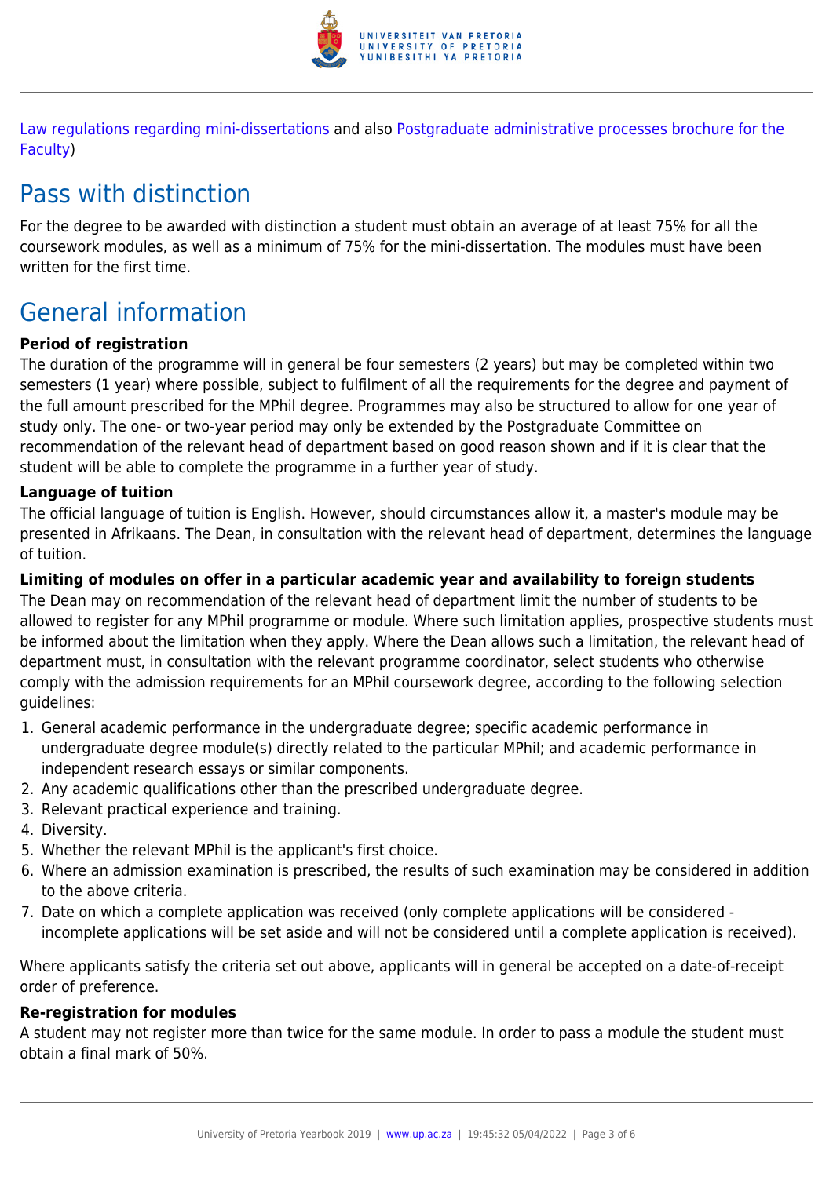Law regulations regarding mini-dissertations and also Postgraduate administrative processes brochure for the Faculty)

## Pass with distinction

For the degree to be awarded with distinction a student must obtain an average of at least 75% for all the coursework modules, as well as a minimum of 75% for the mini-dissertation. The modules must have been written for the first time.

## General information

**Period of registration**

The duration of the programme will in general be four semesters (2 years) but may be completed within two semesters (1 year) where possible, subject to fulfilment of all the requirements for the degree and payment of the full amount prescribed for the MPhil degree. Programmes may also be structured to allow for one year of study only. The one- or two-year period may only be extended by the Postgraduate Committee on recommendation of the relevant head of department based on good reason shown and if it is clear that the student will be able to complete the programme in a further year of study.

**Language of tuition**

The official language of tuition is English. However, should circumstances allow it, a master's module may be presented in Afrikaans. The Dean, in consultation with the relevant head of department, determines the language of tuition.

**Limiting of modules on offer in a particular academic year and availability to foreign students**

The Dean may on recommendation of the relevant head of department limit the number of students to be allowed to register for any MPhil programme or module. Where such limitation applies, prospective students must be informed about the limitation when they apply. Where the Dean allows such a limitation, the relevant head of department must, in consultation with the relevant programme coordinator, select students who otherwise comply with the admission requirements for an MPhil coursework degree, according to the following selection guidelines:

1. General academic performance in the undergraduate degree; specific academic performance in undergraduate degree module(s) directly related to the particular MPhil; and academic performance in independent research essays or similar components.
2. Any academic qualifications other than the prescribed undergraduate degree.
3. Relevant practical experience and training.
4. Diversity.
5. Whether the relevant MPhil is the applicant's first choice.
6. Where an admission examination is prescribed, the results of such examination may be considered in addition to the above criteria.
7. Date on which a complete application was received (only complete applications will be considered - incomplete applications will be set aside and will not be considered until a complete application is received).

Where applicants satisfy the criteria set out above, applicants will in general be accepted on a date-of-receipt order of preference.

**Re-registration for modules**

A student may not register more than twice for the same module. In order to pass a module the student must obtain a final mark of 50%.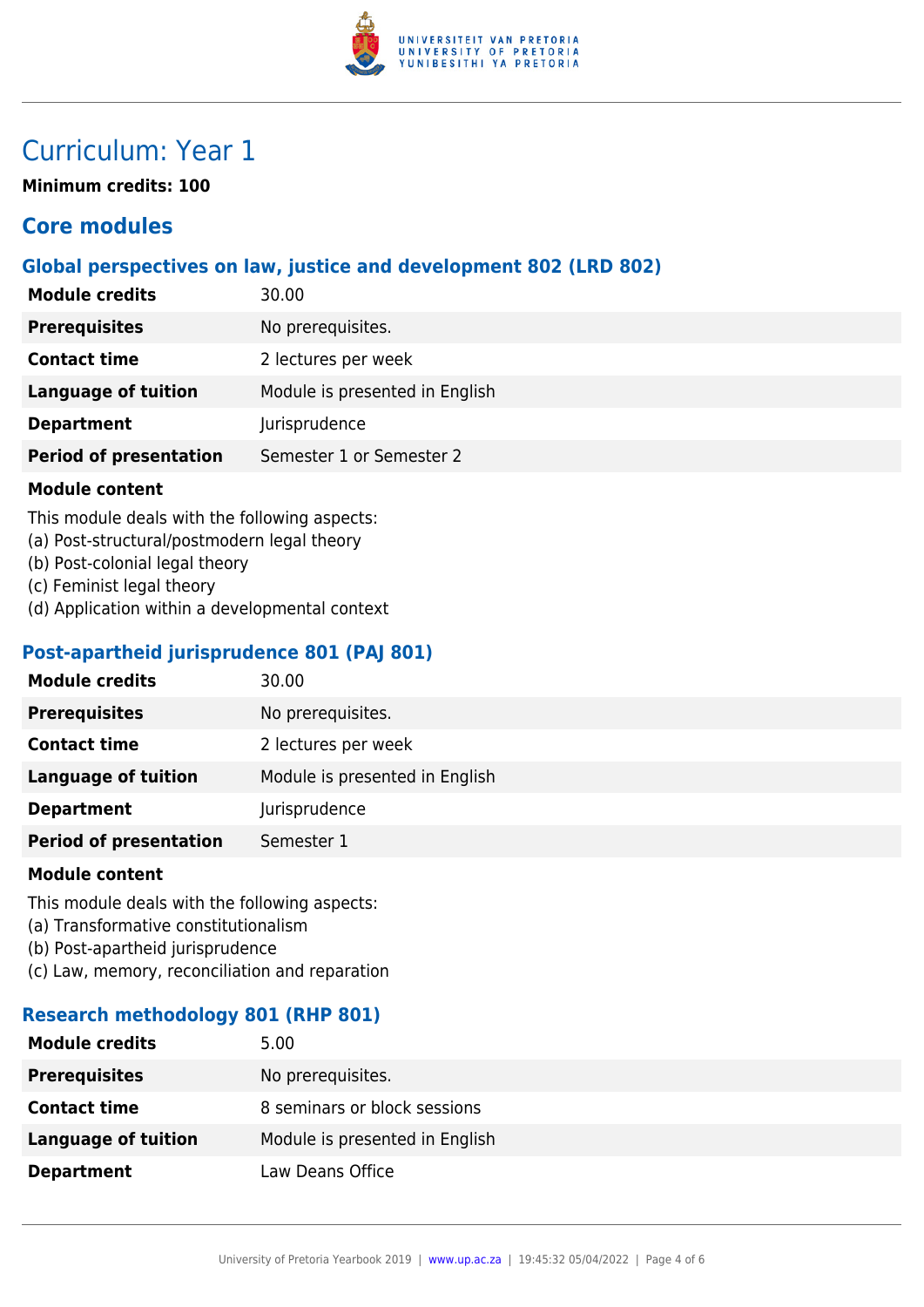# Curriculum: Year 1

**Minimum credits: 100**

## Core modules

### Global perspectives on law, justice and development 802 (LRD 802)

| | |
|---|---|
| **Module credits** | 30.00 |
| **Prerequisites** | No prerequisites. |
| **Contact time** | 2 lectures per week |
| **Language of tuition** | Module is presented in English |
| **Department** | Jurisprudence |
| **Period of presentation** | Semester 1 or Semester 2 |

**Module content**

This module deals with the following aspects:
(a) Post-structural/postmodern legal theory
(b) Post-colonial legal theory
(c) Feminist legal theory
(d) Application within a developmental context

### Post-apartheid jurisprudence 801 (PAJ 801)

| | |
|---|---|
| **Module credits** | 30.00 |
| **Prerequisites** | No prerequisites. |
| **Contact time** | 2 lectures per week |
| **Language of tuition** | Module is presented in English |
| **Department** | Jurisprudence |
| **Period of presentation** | Semester 1 |

**Module content**

This module deals with the following aspects:
(a) Transformative constitutionalism
(b) Post-apartheid jurisprudence
(c) Law, memory, reconciliation and reparation

### Research methodology 801 (RHP 801)

| | |
|---|---|
| **Module credits** | 5.00 |
| **Prerequisites** | No prerequisites. |
| **Contact time** | 8 seminars or block sessions |
| **Language of tuition** | Module is presented in English |
| **Department** | Law Deans Office |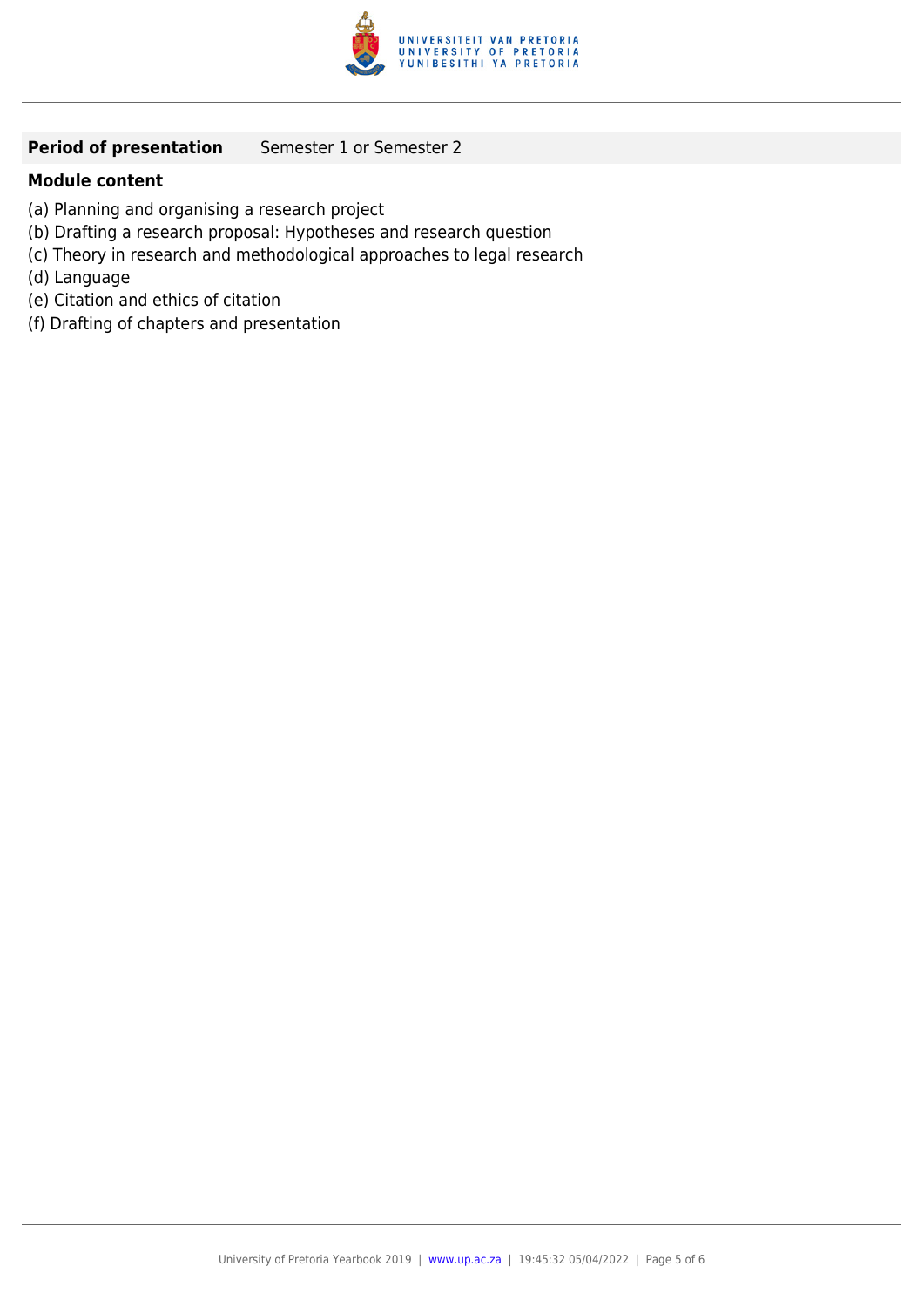**Period of presentation** Semester 1 or Semester 2

**Module content**

(a) Planning and organising a research project
(b) Drafting a research proposal: Hypotheses and research question
(c) Theory in research and methodological approaches to legal research
(d) Language
(e) Citation and ethics of citation
(f) Drafting of chapters and presentation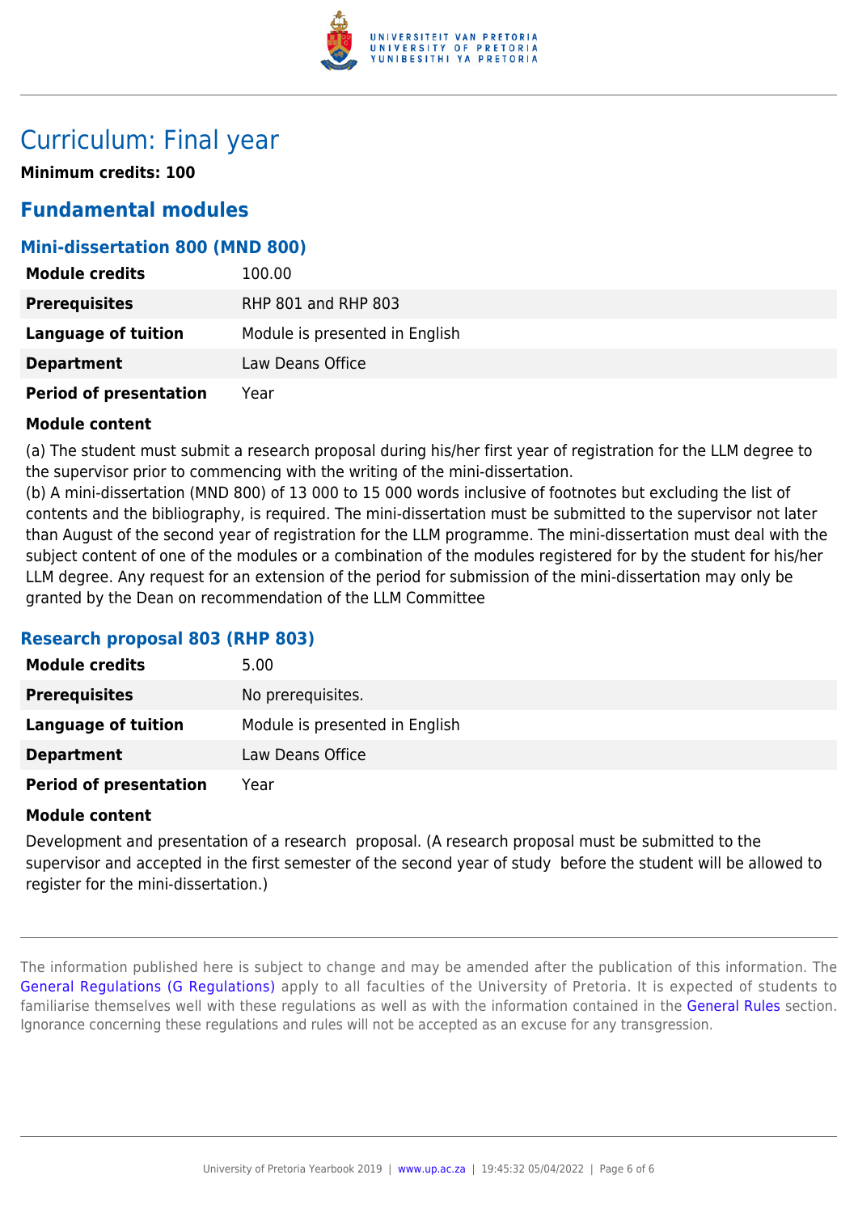# Curriculum: Final year

**Minimum credits: 100**

## Fundamental modules

### Mini-dissertation 800 (MND 800)

| | |
|---|---|
| **Module credits** | 100.00 |
| **Prerequisites** | RHP 801 and RHP 803 |
| **Language of tuition** | Module is presented in English |
| **Department** | Law Deans Office |
| **Period of presentation** | Year |

**Module content**

(a) The student must submit a research proposal during his/her first year of registration for the LLM degree to the supervisor prior to commencing with the writing of the mini-dissertation.
(b) A mini-dissertation (MND 800) of 13 000 to 15 000 words inclusive of footnotes but excluding the list of contents and the bibliography, is required. The mini-dissertation must be submitted to the supervisor not later than August of the second year of registration for the LLM programme. The mini-dissertation must deal with the subject content of one of the modules or a combination of the modules registered for by the student for his/her LLM degree. Any request for an extension of the period for submission of the mini-dissertation may only be granted by the Dean on recommendation of the LLM Committee

### Research proposal 803 (RHP 803)

| | |
|---|---|
| **Module credits** | 5.00 |
| **Prerequisites** | No prerequisites. |
| **Language of tuition** | Module is presented in English |
| **Department** | Law Deans Office |
| **Period of presentation** | Year |

**Module content**

Development and presentation of a research proposal. (A research proposal must be submitted to the supervisor and accepted in the first semester of the second year of study before the student will be allowed to register for the mini-dissertation.)

The information published here is subject to change and may be amended after the publication of this information. The General Regulations (G Regulations) apply to all faculties of the University of Pretoria. It is expected of students to familiarise themselves well with these regulations as well as with the information contained in the General Rules section. Ignorance concerning these regulations and rules will not be accepted as an excuse for any transgression.